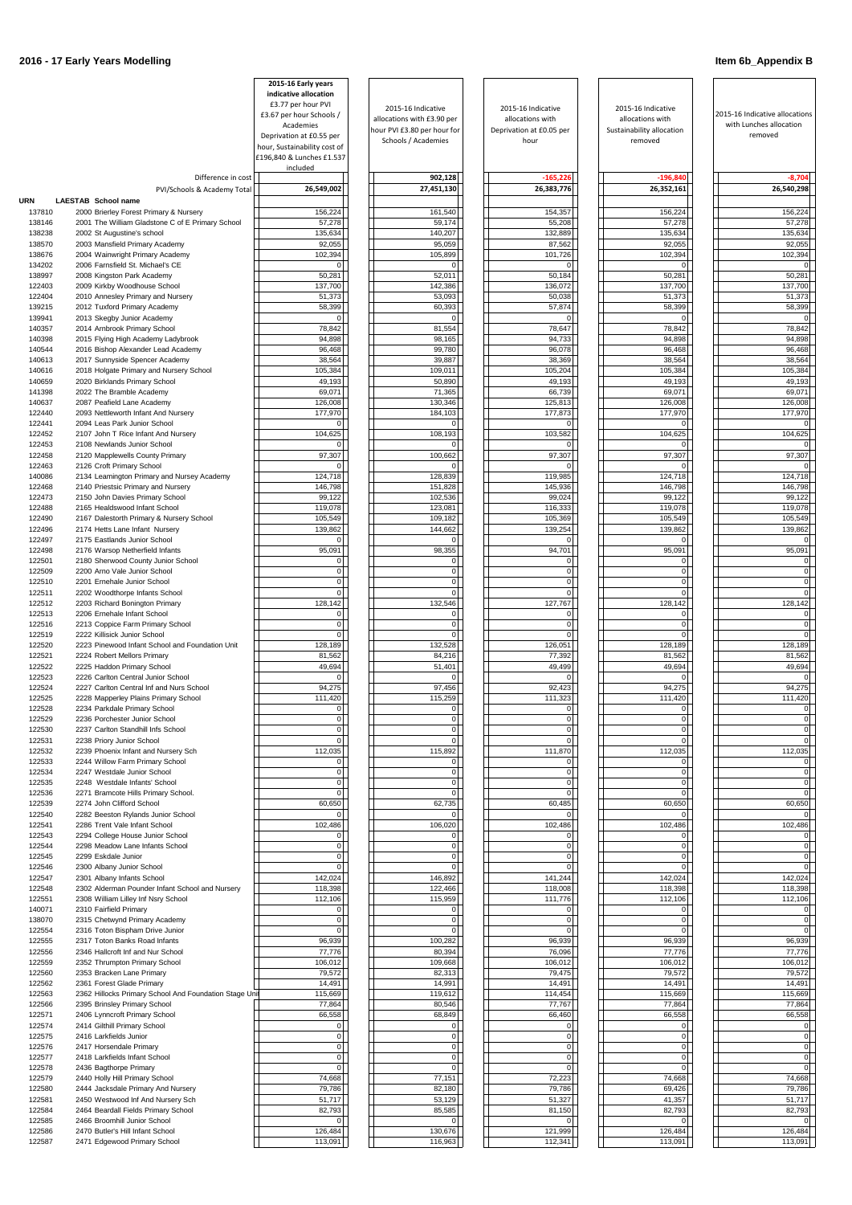## 2016 - 17 Early Years Modelling

**Item 6b_Appendix B**

| URN | LAESTAB School name | 2015-16 Early years indicative allocation £3.77 per hour PVI £3.67 per hour Schools / Academies Deprivation at £0.55 per hour, Sustainability cost of £196,840 & Lunches £1.537 included | 2015-16 Indicative allocations with £3.90 per hour PVI £3.80 per hour for Schools / Academies | 2015-16 Indicative allocations with Deprivation at £0.05 per hour | 2015-16 Indicative allocations with Sustainability allocation removed | 2015-16 Indicative allocations with Lunches allocation removed |
|---|---|---|---|---|---|---|
| | Difference in cost | | 902,128 | -165,226 | -196,840 | -8,704 |
| | PVI/Schools & Academy Total | 26,549,002 | 27,451,130 | 26,383,776 | 26,352,161 | 26,540,298 |
| 137810 | 2000 Brierley Forest Primary & Nursery | 156,224 | 161,540 | 154,357 | 156,224 | 156,224 |
| 138146 | 2001 The William Gladstone C of E Primary School | 57,278 | 59,174 | 55,208 | 57,278 | 57,278 |
| 138238 | 2002 St Augustine's school | 135,634 | 140,207 | 132,889 | 135,634 | 135,634 |
| 138570 | 2003 Mansfield Primary Academy | 92,055 | 95,059 | 87,562 | 92,055 | 92,055 |
| 138676 | 2004 Wainwright Primary Academy | 102,394 | 105,899 | 101,726 | 102,394 | 102,394 |
| 134202 | 2006 Farnsfield St. Michael's CE | 0 | 0 | 0 | 0 | 0 |
| 138997 | 2008 Kingston Park Academy | 50,281 | 52,011 | 50,184 | 50,281 | 50,281 |
| 122403 | 2009 Kirkby Woodhouse School | 137,700 | 142,386 | 136,072 | 137,700 | 137,700 |
| 122404 | 2010 Annesley Primary and Nursery | 51,373 | 53,093 | 50,038 | 51,373 | 51,373 |
| 139215 | 2012 Tuxford Primary Academy | 58,399 | 60,393 | 57,874 | 58,399 | 58,399 |
| 139941 | 2013 Skegby Junior Academy | 0 | 0 | 0 | 0 | 0 |
| 140357 | 2014 Arnbrook Primary School | 78,842 | 81,554 | 78,647 | 78,842 | 78,842 |
| 140398 | 2015 Flying High Academy Ladybrook | 94,898 | 98,165 | 94,733 | 94,898 | 94,898 |
| 140544 | 2016 Bishop Alexander Lead Academy | 96,468 | 99,780 | 96,078 | 96,468 | 96,468 |
| 140613 | 2017 Sunnyside Spencer Academy | 38,564 | 39,887 | 38,369 | 38,564 | 38,564 |
| 140616 | 2018 Holgate Primary and Nursery School | 105,384 | 109,011 | 105,204 | 105,384 | 105,384 |
| 140659 | 2020 Birklands Primary School | 49,193 | 50,890 | 49,193 | 49,193 | 49,193 |
| 141398 | 2022 The Bramble Academy | 69,071 | 71,365 | 66,739 | 69,071 | 69,071 |
| 140637 | 2087 Peafield Lane Academy | 126,008 | 130,346 | 125,813 | 126,008 | 126,008 |
| 122440 | 2093 Nettleworth Infant And Nursery | 177,970 | 184,103 | 177,873 | 177,970 | 177,970 |
| 122441 | 2094 Leas Park Junior School | 0 | 0 | 0 | 0 | 0 |
| 122452 | 2107 John T Rice Infant And Nursery | 104,625 | 108,193 | 103,582 | 104,625 | 104,625 |
| 122453 | 2108 Newlands Junior School | 0 | 0 | 0 | 0 | 0 |
| 122458 | 2120 Mapplewells County Primary | 97,307 | 100,662 | 97,307 | 97,307 | 97,307 |
| 122463 | 2126 Croft Primary School | 0 | 0 | 0 | 0 | 0 |
| 140086 | 2134 Leamington Primary and Nursey Academy | 124,718 | 128,839 | 119,985 | 124,718 | 124,718 |
| 122468 | 2140 Priestsic Primary and Nursery | 146,798 | 151,828 | 145,936 | 146,798 | 146,798 |
| 122473 | 2150 John Davies Primary School | 99,122 | 102,536 | 99,024 | 99,122 | 99,122 |
| 122488 | 2165 Healdswood Infant School | 119,078 | 123,081 | 116,333 | 119,078 | 119,078 |
| 122490 | 2167 Dalestorth Primary & Nursery School | 105,549 | 109,182 | 105,369 | 105,549 | 105,549 |
| 122496 | 2174 Hetts Lane Infant Nursery | 139,862 | 144,662 | 139,254 | 139,862 | 139,862 |
| 122497 | 2175 Eastlands Junior School | 0 | 0 | 0 | 0 | 0 |
| 122498 | 2176 Warsop Netherfield Infants | 95,091 | 98,355 | 94,701 | 95,091 | 95,091 |
| 122501 | 2180 Sherwood County Junior School | 0 | 0 | 0 | 0 | 0 |
| 122509 | 2200 Arno Vale Junior School | 0 | 0 | 0 | 0 | 0 |
| 122510 | 2201 Ernehale Junior School | 0 | 0 | 0 | 0 | 0 |
| 122511 | 2202 Woodthorpe Infants School | 0 | 0 | 0 | 0 | 0 |
| 122512 | 2203 Richard Bonington Primary | 128,142 | 132,546 | 127,767 | 128,142 | 128,142 |
| 122513 | 2206 Ernehale Infant School | 0 | 0 | 0 | 0 | 0 |
| 122516 | 2213 Coppice Farm Primary School | 0 | 0 | 0 | 0 | 0 |
| 122519 | 2222 Killisick Junior School | 0 | 0 | 0 | 0 | 0 |
| 122520 | 2223 Pinewood Infant School and Foundation Unit | 128,189 | 132,528 | 126,051 | 128,189 | 128,189 |
| 122521 | 2224 Robert Mellors Primary | 81,562 | 84,216 | 77,392 | 81,562 | 81,562 |
| 122522 | 2225 Haddon Primary School | 49,694 | 51,401 | 49,499 | 49,694 | 49,694 |
| 122523 | 2226 Carlton Central Junior School | 0 | 0 | 0 | 0 | 0 |
| 122524 | 2227 Carlton Central Inf and Nurs School | 94,275 | 97,456 | 92,423 | 94,275 | 94,275 |
| 122525 | 2228 Mapperley Plains Primary School | 111,420 | 115,259 | 111,323 | 111,420 | 111,420 |
| 122528 | 2234 Parkdale Primary School | 0 | 0 | 0 | 0 | 0 |
| 122529 | 2236 Porchester Junior School | 0 | 0 | 0 | 0 | 0 |
| 122530 | 2237 Carlton Standhill Infs School | 0 | 0 | 0 | 0 | 0 |
| 122531 | 2238 Priory Junior School | 0 | 0 | 0 | 0 | 0 |
| 122532 | 2239 Phoenix Infant and Nursery Sch | 112,035 | 115,892 | 111,870 | 112,035 | 112,035 |
| 122533 | 2244 Willow Farm Primary School | 0 | 0 | 0 | 0 | 0 |
| 122534 | 2247 Westdale Junior School | 0 | 0 | 0 | 0 | 0 |
| 122535 | 2248 Westdale Infants' School | 0 | 0 | 0 | 0 | 0 |
| 122536 | 2271 Bramcote Hills Primary School. | 0 | 0 | 0 | 0 | 0 |
| 122539 | 2274 John Clifford School | 60,650 | 62,735 | 60,485 | 60,650 | 60,650 |
| 122540 | 2282 Beeston Rylands Junior School | 0 | 0 | 0 | 0 | 0 |
| 122541 | 2286 Trent Vale Infant School | 102,486 | 106,020 | 102,486 | 102,486 | 102,486 |
| 122543 | 2294 College House Junior School | 0 | 0 | 0 | 0 | 0 |
| 122544 | 2298 Meadow Lane Infants School | 0 | 0 | 0 | 0 | 0 |
| 122545 | 2299 Eskdale Junior | 0 | 0 | 0 | 0 | 0 |
| 122546 | 2300 Albany Junior School | 0 | 0 | 0 | 0 | 0 |
| 122547 | 2301 Albany Infants School | 142,024 | 146,892 | 141,244 | 142,024 | 142,024 |
| 122548 | 2302 Alderman Pounder Infant School and Nursery | 118,398 | 122,466 | 118,008 | 118,398 | 118,398 |
| 122551 | 2308 William Lilley Inf Nsry School | 112,106 | 115,959 | 111,776 | 112,106 | 112,106 |
| 140071 | 2310 Fairfield Primary | 0 | 0 | 0 | 0 | 0 |
| 138070 | 2315 Chetwynd Primary Academy | 0 | 0 | 0 | 0 | 0 |
| 122554 | 2316 Toton Bispham Drive Junior | 0 | 0 | 0 | 0 | 0 |
| 122555 | 2317 Toton Banks Road Infants | 96,939 | 100,282 | 96,939 | 96,939 | 96,939 |
| 122556 | 2346 Hallcroft Inf and Nur School | 77,776 | 80,394 | 76,096 | 77,776 | 77,776 |
| 122559 | 2352 Thrumpton Primary School | 106,012 | 109,668 | 106,012 | 106,012 | 106,012 |
| 122560 | 2353 Bracken Lane Primary | 79,572 | 82,313 | 79,475 | 79,572 | 79,572 |
| 122562 | 2361 Forest Glade Primary | 14,491 | 14,991 | 14,491 | 14,491 | 14,491 |
| 122563 | 2362 Hillocks Primary School And Foundation Stage Uni | 115,669 | 119,612 | 114,454 | 115,669 | 115,669 |
| 122566 | 2395 Brinsley Primary School | 77,864 | 80,546 | 77,767 | 77,864 | 77,864 |
| 122571 | 2406 Lynncroft Primary School | 66,558 | 68,849 | 66,460 | 66,558 | 66,558 |
| 122574 | 2414 Gilthill Primary School | 0 | 0 | 0 | 0 | 0 |
| 122575 | 2416 Larkfields Junior | 0 | 0 | 0 | 0 | 0 |
| 122576 | 2417 Horsendale Primary | 0 | 0 | 0 | 0 | 0 |
| 122577 | 2418 Larkfields Infant School | 0 | 0 | 0 | 0 | 0 |
| 122578 | 2436 Bagthorpe Primary | 0 | 0 | 0 | 0 | 0 |
| 122579 | 2440 Holly Hill Primary School | 74,668 | 77,151 | 72,223 | 74,668 | 74,668 |
| 122580 | 2444 Jacksdale Primary And Nursery | 79,786 | 82,180 | 79,786 | 69,426 | 79,786 |
| 122581 | 2450 Westwood Inf And Nursery Sch | 51,717 | 53,129 | 51,327 | 41,357 | 51,717 |
| 122584 | 2464 Beardall Fields Primary School | 82,793 | 85,585 | 81,150 | 82,793 | 82,793 |
| 122585 | 2466 Broomhill Junior School | 0 | 0 | 0 | 0 | 0 |
| 122586 | 2470 Butler's Hill Infant School | 126,484 | 130,676 | 121,999 | 126,484 | 126,484 |
| 122587 | 2471 Edgewood Primary School | 113,091 | 116,963 | 112,341 | 113,091 | 113,091 |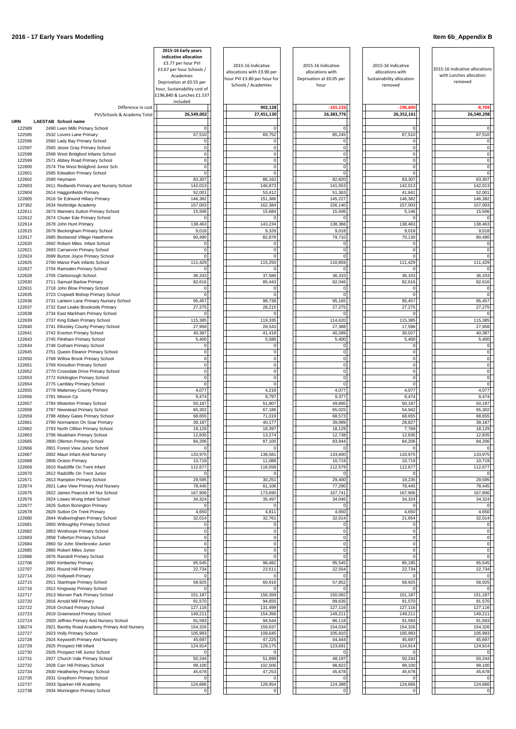# 2016 - 17 Early Years Modelling

**Item 6b_Appendix B**

| URN | LAESTAB | School name | 2015-16 Early years indicative allocation £3.77 per hour PVI £3.67 per hour Schools / Academies Deprivation at £0.55 per hour, Sustainability cost of £196,840 & Lunches £1.537 included | 2015-16 Indicative allocations with £3.90 per hour PVI £3.80 per hour for Schools / Academies | 2015-16 Indicative allocations with Deprivation at £0.05 per hour | 2015-16 Indicative allocations with Sustainability allocation removed | 2015-16 Indicative allocations with Lunches allocation removed |
|---|---|---|---|---|---|---|---|
| | | Difference in cost | | 902,128 | -165,226 | -196,840 | -8,704 |
| | | PVI/Schools & Academy Total | 26,549,002 | 27,451,130 | 26,383,776 | 26,352,161 | 26,540,298 |
| 122589 | 2490 | Leen Mills Primary School | 0 | 0 | 0 | 0 | 0 |
| 122595 | 2532 | Lovers Lane Primary | 67,510 | 69,752 | 65,245 | 67,510 | 67,510 |
| 122596 | 2560 | Lady Bay Primary School | 0 | 0 | 0 | 0 | 0 |
| 122597 | 2565 | Jesse Gray Primary School | 0 | 0 | 0 | 0 | 0 |
| 122598 | 2568 | West Bridgford Infants School | 0 | 0 | 0 | 0 | 0 |
| 122599 | 2571 | Abbey Road Primary School | 0 | 0 | 0 | 0 | 0 |
| 122600 | 2574 | The West Bridgford Junior Sch. | 0 | 0 | 0 | 0 | 0 |
| 122601 | 2585 | Edwalton Primary School | 0 | 0 | 0 | 0 | 0 |
| 122602 | 2590 | Heymann | 83,307 | 86,162 | 82,820 | 83,307 | 83,307 |
| 122603 | 2611 | Redlands Primary and Nursery School | 142,013 | 146,873 | 141,053 | 142,013 | 142,013 |
| 122604 | 2614 | Haggonfields Primary | 52,001 | 53,412 | 51,363 | 41,641 | 52,001 |
| 122605 | 2616 | Sir Edmund Hillary Primary | 146,382 | 151,386 | 145,227 | 146,382 | 146,382 |
| 137362 | 2634 | Norbridge Academy | 157,003 | 162,384 | 156,140 | 157,003 | 157,003 |
| 122611 | 2673 | Manners Sutton Primary School | 15,506 | 15,684 | 15,506 | 5,146 | 15,506 |
| 122612 | 2674 | Chuter Ede Primary School | 0 | 0 | 0 | 0 | 0 |
| 122614 | 2678 | John Hunt Primary | 138,463 | 143,234 | 138,366 | 138,463 | 138,463 |
| 122615 | 2679 | Beckingham Primary School | 9,018 | 9,329 | 9,018 | 9,018 | 9,018 |
| 122617 | 2685 | Bestwood Village Hawthorne | 80,490 | 82,878 | 79,710 | 70,130 | 80,490 |
| 122620 | 2692 | Robert Miles Infant School | 0 | 0 | 0 | 0 | 0 |
| 122621 | 2693 | Carnarvon Primary School | 0 | 0 | 0 | 0 | 0 |
| 122624 | 2699 | Burton Joyce Primary School | 0 | 0 | 0 | 0 | 0 |
| 122625 | 2700 | Manor Park Infants School | 111,429 | 115,250 | 110,859 | 111,429 | 111,429 |
| 122627 | 2704 | Ramsden Primary School | 0 | 0 | 0 | 0 | 0 |
| 122628 | 2705 | Clarborough School. | 36,333 | 37,586 | 36,333 | 36,333 | 36,333 |
| 122630 | 2711 | Samuel Barlow Primary | 82,616 | 85,443 | 82,046 | 82,616 | 82,616 |
| 122631 | 2718 | John Blow Primary School | 0 | 0 | 0 | 0 | 0 |
| 122635 | 2723 | Cropwell Bishop Primary School | 0 | 0 | 0 | 0 | 0 |
| 122636 | 2731 | Lantern Lane Primary Nursery School | 95,457 | 98,738 | 95,165 | 95,457 | 95,457 |
| 122637 | 2732 | East Leake Brookside Primary | 27,275 | 28,215 | 27,275 | 27,275 | 27,275 |
| 122638 | 2734 | East Markham Primary School | 0 | 0 | 0 | 0 | 0 |
| 122639 | 2737 | King Edwin Primary School | 115,385 | 119,335 | 114,620 | 115,385 | 115,385 |
| 122640 | 2741 | Elkesley County Primary School | 27,958 | 28,543 | 27,388 | 17,598 | 27,958 |
| 122641 | 2742 | Everton Primary School | 40,387 | 41,418 | 40,289 | 30,027 | 40,387 |
| 122643 | 2745 | Flintham Primary School | 5,400 | 5,586 | 5,400 | 5,400 | 5,400 |
| 122644 | 2748 | Gotham Primary School | 0 | 0 | 0 | 0 | 0 |
| 122645 | 2751 | Queen Eleanor Primary School | 0 | 0 | 0 | 0 | 0 |
| 122650 | 2768 | Willow Brook Primary School | 0 | 0 | 0 | 0 | 0 |
| 122651 | 2769 | Kinoulton Primary School | 0 | 0 | 0 | 0 | 0 |
| 122652 | 2770 | Crossdale Drive Primary School | 0 | 0 | 0 | 0 | 0 |
| 122653 | 2772 | Kirklington Primary School | 0 | 0 | 0 | 0 | 0 |
| 122654 | 2775 | Lambley Primary School | 0 | 0 | 0 | 0 | 0 |
| 122655 | 2779 | Mattersey County Primary | 4,077 | 4,218 | 4,077 | 4,077 | 4,077 |
| 122656 | 2781 | Misson Cp | 9,474 | 9,797 | 9,377 | 9,474 | 9,474 |
| 122657 | 2784 | Misterton Primary School | 50,187 | 51,907 | 49,895 | 50,187 | 50,187 |
| 122658 | 2787 | Newstead Primary School | 65,302 | 67,186 | 65,025 | 54,942 | 65,302 |
| 122659 | 2788 | Abbey Gates Primary School | 68,655 | 71,019 | 68,573 | 68,655 | 68,655 |
| 122661 | 2790 | Normanton On Soar Primary | 39,187 | 40,177 | 39,089 | 28,827 | 39,187 |
| 122662 | 2793 | North Clifton Primary School | 18,129 | 18,397 | 18,129 | 7,769 | 18,129 |
| 122663 | 2796 | Muskham Primary School | 12,835 | 13,274 | 12,738 | 12,835 | 12,835 |
| 122665 | 2800 | Ollerton Primary School | 84,206 | 87,100 | 83,944 | 84,206 | 84,206 |
| 122666 | 2801 | Forest View Junior School | 0 | 0 | 0 | 0 | 0 |
| 122667 | 2802 | Maun Infant And Nursery | 133,975 | 138,581 | 133,600 | 133,975 | 133,975 |
| 122668 | 2806 | Orston Primary | 10,719 | 11,088 | 10,719 | 10,719 | 10,719 |
| 122669 | 2810 | Radcliffe On Trent Infant | 112,677 | 116,558 | 112,579 | 112,677 | 112,677 |
| 122670 | 2812 | Radcliffe On Trent Junior | 0 | 0 | 0 | 0 | 0 |
| 122671 | 2813 | Rampton Primary School | 29,595 | 30,251 | 29,400 | 19,235 | 29,595 |
| 122674 | 2821 | Lake View Primary And Nursery | 78,445 | 81,106 | 77,290 | 78,445 | 78,445 |
| 122675 | 2822 | James Peacock Inf Nur School | 167,906 | 173,690 | 167,741 | 167,906 | 167,906 |
| 122676 | 2824 | Lowes Wong Infant School | 34,324 | 35,497 | 34,046 | 34,324 | 34,324 |
| 122677 | 2826 | Sutton Bonington Primary | 0 | 0 | 0 | 0 | 0 |
| 122678 | 2829 | Sutton On Trent Primary | 4,650 | 4,811 | 4,650 | 4,650 | 4,650 |
| 122680 | 2844 | Walkeringham Primary School | 32,014 | 32,761 | 32,014 | 21,654 | 32,014 |
| 122681 | 2850 | Willoughby Primary School | 0 | 0 | 0 | 0 | 0 |
| 122682 | 2853 | Winthorpe Primary School | 0 | 0 | 0 | 0 | 0 |
| 122683 | 2858 | Tollerton Primary School | 0 | 0 | 0 | 0 | 0 |
| 122684 | 2860 | Sir John Sherbrooke Junior | 0 | 0 | 0 | 0 | 0 |
| 122685 | 2865 | Robert Miles Junior | 0 | 0 | 0 | 0 | 0 |
| 122686 | 2876 | Ranskill Primary School | 0 | 0 | 0 | 0 | 0 |
| 122706 | 2900 | Kimberley Primary | 95,545 | 98,482 | 95,545 | 85,185 | 95,545 |
| 122707 | 2901 | Round Hill Primary | 22,734 | 23,511 | 22,554 | 22,734 | 22,734 |
| 122714 | 2910 | Hollywell Primary | 0 | 0 | 0 | 0 | 0 |
| 122715 | 2911 | Stanhope Primary School | 58,925 | 60,916 | 57,852 | 58,925 | 58,925 |
| 122716 | 2912 | Kingsway Primary School | 0 | 0 | 0 | 0 | 0 |
| 122717 | 2913 | Morven Park Primary School | 151,187 | 156,359 | 150,092 | 151,187 | 151,187 |
| 122720 | 2916 | Arnold Mill Primary | 91,570 | 94,655 | 89,635 | 91,570 | 91,570 |
| 122722 | 2918 | Orchard Primary School | 127,116 | 131,499 | 127,116 | 127,116 | 127,116 |
| 122723 | 2919 | Greenwood Primary School | 149,211 | 154,356 | 149,211 | 149,211 | 149,211 |
| 122724 | 2920 | Jeffries Primary And Nursery School | 91,593 | 94,544 | 86,118 | 91,593 | 91,593 |
| 136274 | 2921 | Barnby Road Academy Primary And Nursery | 154,326 | 159,637 | 154,034 | 154,326 | 154,326 |
| 122727 | 2923 | Holly Primary School | 105,993 | 109,645 | 105,910 | 105,993 | 105,993 |
| 122728 | 2924 | Keyworth Primary And Nursery | 45,697 | 47,225 | 44,444 | 45,697 | 45,697 |
| 122729 | 2925 | Prospect Hill Infant | 124,914 | 129,175 | 123,691 | 124,914 | 124,914 |
| 122730 | 2926 | Prospect Hill Junior School | 0 | 0 | 0 | 0 | 0 |
| 122731 | 2927 | Church Vale Primary School | 50,244 | 51,899 | 48,197 | 50,244 | 50,244 |
| 122732 | 2928 | Carr Hill Primary School | 99,100 | 102,506 | 98,822 | 99,100 | 99,100 |
| 122734 | 2930 | Heatherley Primary School | 45,678 | 47,253 | 45,678 | 45,678 | 45,678 |
| 122735 | 2931 | Greythorn Primary School | 0 | 0 | 0 | 0 | 0 |
| 122737 | 2933 | Sparken Hill Academy | 124,666 | 128,954 | 124,388 | 124,666 | 124,666 |
| 122738 | 2934 | Mornington Primary School | 0 | 0 | 0 | 0 | 0 |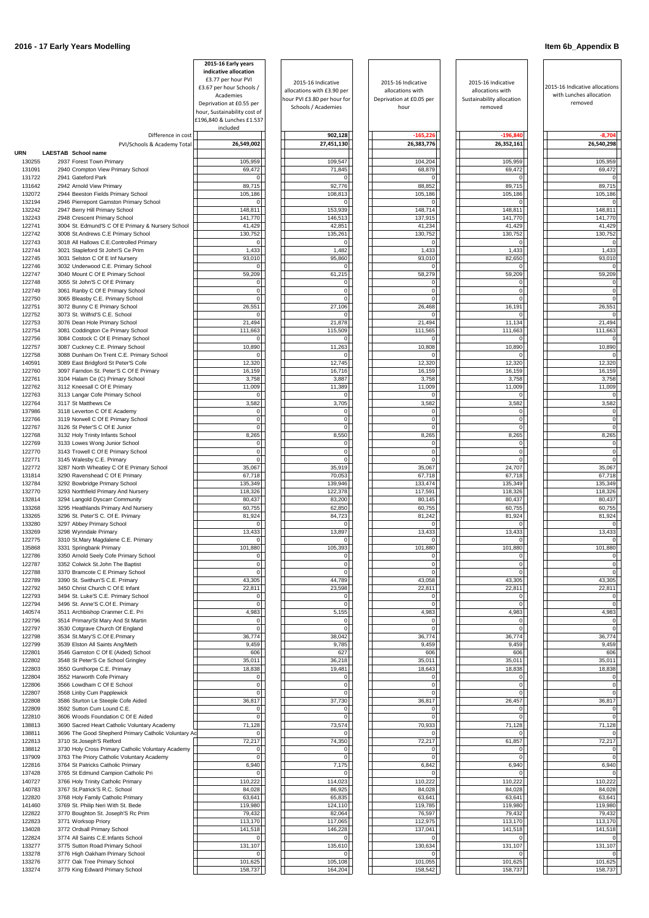# 2016 - 17 Early Years Modelling

**Item 6b_Appendix B**

| URN | LAESTAB | School name | 2015-16 Early years indicative allocation £3.77 per hour PVI £3.67 per hour Schools / Academies Deprivation at £0.55 per hour, Sustainability cost of £196,840 & Lunches £1.537 included | 2015-16 Indicative allocations with £3.90 per hour PVI £3.80 per hour for Schools / Academies | 2015-16 Indicative allocations with Deprivation at £0.05 per hour | 2015-16 Indicative allocations with Sustainability allocation removed | 2015-16 Indicative allocations with Lunches allocation removed |
|---|---|---|---|---|---|---|---|
| | | Difference in cost | | 902,128 | -165,226 | -196,840 | -8,704 |
| | | PVI/Schools & Academy Total | 26,549,002 | 27,451,130 | 26,383,776 | 26,352,161 | 26,540,298 |
| 130255 | 2937 | Forest Town Primary | 105,959 | 109,547 | 104,204 | 105,959 | 105,959 |
| 131091 | 2940 | Crompton View Primary School | 69,472 | 71,845 | 68,879 | 69,472 | 69,472 |
| 131722 | 2941 | Gateford Park | 0 | 0 | 0 | 0 | 0 |
| 131642 | 2942 | Arnold View Primary | 89,715 | 92,776 | 88,852 | 89,715 | 89,715 |
| 132072 | 2944 | Beeston Fields Primary School | 105,186 | 108,813 | 105,186 | 105,186 | 105,186 |
| 132194 | 2946 | Pierrepont Gamston Primary School | 0 | 0 | 0 | 0 | 0 |
| 132242 | 2947 | Berry Hill Primary School | 148,811 | 153,939 | 148,714 | 148,811 | 148,811 |
| 132243 | 2948 | Crescent Primary School | 141,770 | 146,513 | 137,915 | 141,770 | 141,770 |
| 122741 | 3004 | St. Edmund'S C Of E Primary & Nursery School | 41,429 | 42,851 | 41,234 | 41,429 | 41,429 |
| 122742 | 3008 | St.Andrews C.E Primary School | 130,752 | 135,261 | 130,752 | 130,752 | 130,752 |
| 122743 | 3018 | All Hallows C.E.Controlled Primary | 0 | 0 | 0 | 0 | 0 |
| 122744 | 3021 | Stapleford St John'S C.E Prim | 1,433 | 1,482 | 1,433 | 1,433 | 1,433 |
| 122745 | 3031 | Selston C Of E Inf Nursery | 93,010 | 95,860 | 93,010 | 82,650 | 93,010 |
| 122746 | 3032 | Underwood C.E. Primary School | 0 | 0 | 0 | 0 | 0 |
| 122747 | 3040 | Mount C Of E Primary School | 59,209 | 61,215 | 58,279 | 59,209 | 59,209 |
| 122748 | 3055 | St John'S C Of E Primary | 0 | 0 | 0 | 0 | 0 |
| 122749 | 3061 | Ranby C Of E Primary School | 0 | 0 | 0 | 0 | 0 |
| 122750 | 3065 | Bleasby C.E. Primary School | 0 | 0 | 0 | 0 | 0 |
| 122751 | 3072 | Bunny C E Primary School | 26,551 | 27,106 | 26,468 | 16,191 | 26,551 |
| 122752 | 3073 | St. Wilfrid'S C.E. School | 0 | 0 | 0 | 0 | 0 |
| 122753 | 3076 | Dean Hole Primary School | 21,494 | 21,878 | 21,494 | 11,134 | 21,494 |
| 122754 | 3081 | Coddington Ce Primary School | 111,663 | 115,509 | 111,565 | 111,663 | 111,663 |
| 122756 | 3084 | Costock C Of E Primary School | 0 | 0 | 0 | 0 | 0 |
| 122757 | 3087 | Cuckney C.E. Primary School | 10,890 | 11,263 | 10,808 | 10,890 | 10,890 |
| 122758 | 3088 | Dunham On Trent C.E. Primary School | 0 | 0 | 0 | 0 | 0 |
| 140591 | 3089 | East Bridgford St Peter'S Cofe | 12,320 | 12,745 | 12,320 | 12,320 | 12,320 |
| 122760 | 3097 | Farndon St. Peter'S C Of E Primary | 16,159 | 16,716 | 16,159 | 16,159 | 16,159 |
| 122761 | 3104 | Halam Ce (C) Primary School | 3,758 | 3,887 | 3,758 | 3,758 | 3,758 |
| 122762 | 3112 | Kneesall C Of E Primary | 11,009 | 11,389 | 11,009 | 11,009 | 11,009 |
| 122763 | 3113 | Langar Cofe Primary School | 0 | 0 | 0 | 0 | 0 |
| 122764 | 3117 | St Matthews Ce | 3,582 | 3,705 | 3,582 | 3,582 | 3,582 |
| 137986 | 3118 | Leverton C Of E Academy | 0 | 0 | 0 | 0 | 0 |
| 122766 | 3119 | Norwell C Of E Primary School | 0 | 0 | 0 | 0 | 0 |
| 122767 | 3126 | St Peter'S C Of E Junior | 0 | 0 | 0 | 0 | 0 |
| 122768 | 3132 | Holy Trinity Infants School | 8,265 | 8,550 | 8,265 | 8,265 | 8,265 |
| 122769 | 3133 | Lowes Wong Junior School | 0 | 0 | 0 | 0 | 0 |
| 122770 | 3143 | Trowell C Of E Primary School | 0 | 0 | 0 | 0 | 0 |
| 122771 | 3145 | Walesby C.E. Primary | 0 | 0 | 0 | 0 | 0 |
| 122772 | 3287 | North Wheatley C Of E Primary School | 35,067 | 35,919 | 35,067 | 24,707 | 35,067 |
| 131814 | 3290 | Ravenshead C Of E Primary | 67,718 | 70,053 | 67,718 | 67,718 | 67,718 |
| 132784 | 3292 | Bowbridge Primary School | 135,349 | 139,946 | 133,474 | 135,349 | 135,349 |
| 132770 | 3293 | Northfield Primary And Nursery | 118,326 | 122,378 | 117,591 | 118,326 | 118,326 |
| 132814 | 3294 | Langold Dyscarr Community | 80,437 | 83,200 | 80,145 | 80,437 | 80,437 |
| 133268 | 3295 | Heathlands Primary And Nursery | 60,755 | 62,850 | 60,755 | 60,755 | 60,755 |
| 133265 | 3296 | St. Peter'S C. Of E. Primary | 81,924 | 84,723 | 81,242 | 81,924 | 81,924 |
| 133280 | 3297 | Abbey Primary School | 0 | 0 | 0 | 0 | 0 |
| 133269 | 3298 | Wynndale Primary | 13,433 | 13,897 | 13,433 | 13,433 | 13,433 |
| 122775 | 3310 | St.Mary Magdalene C.E. Primary | 0 | 0 | 0 | 0 | 0 |
| 135868 | 3331 | Springbank Primary | 101,880 | 105,393 | 101,880 | 101,880 | 101,880 |
| 122786 | 3350 | Arnold Seely Cofe Primary School | 0 | 0 | 0 | 0 | 0 |
| 122787 | 3352 | Colwick St.John The Baptist | 0 | 0 | 0 | 0 | 0 |
| 122788 | 3370 | Bramcote C E Primary School | 0 | 0 | 0 | 0 | 0 |
| 122789 | 3390 | St. Swithun'S C.E. Primary | 43,305 | 44,789 | 43,058 | 43,305 | 43,305 |
| 122792 | 3450 | Christ Church C Of E Infant | 22,811 | 23,598 | 22,811 | 22,811 | 22,811 |
| 122793 | 3494 | St. Luke'S C.E. Primary School | 0 | 0 | 0 | 0 | 0 |
| 122794 | 3496 | St. Anne'S C.Of E. Primary | 0 | 0 | 0 | 0 | 0 |
| 140574 | 3511 | Archbishop Cranmer C.E. Pri | 4,983 | 5,155 | 4,983 | 4,983 | 4,983 |
| 122796 | 3514 | Primary/St Mary And St Martin | 0 | 0 | 0 | 0 | 0 |
| 122797 | 3530 | Cotgrave Church Of England | 0 | 0 | 0 | 0 | 0 |
| 122798 | 3534 | St.Mary'S C.Of E.Primary | 36,774 | 38,042 | 36,774 | 36,774 | 36,774 |
| 122799 | 3539 | Elston All Saints Ang/Meth | 9,459 | 9,785 | 9,459 | 9,459 | 9,459 |
| 122801 | 3546 | Gamston C Of E (Aided) School | 606 | 627 | 606 | 606 | 606 |
| 122802 | 3548 | St Peter'S Ce School Gringley | 35,011 | 36,218 | 35,011 | 35,011 | 35,011 |
| 122803 | 3550 | Gunthorpe C.E. Primary | 18,838 | 19,481 | 18,643 | 18,838 | 18,838 |
| 122804 | 3552 | Harworth Cofe Primary | 0 | 0 | 0 | 0 | 0 |
| 122806 | 3566 | Lowdham C Of E School | 0 | 0 | 0 | 0 | 0 |
| 122807 | 3568 | Linby Cum Papplewick | 0 | 0 | 0 | 0 | 0 |
| 122808 | 3586 | Sturton Le Steeple Cofe Aided | 36,817 | 37,730 | 36,817 | 26,457 | 36,817 |
| 122809 | 3592 | Sutton Cum Lound C.E. | 0 | 0 | 0 | 0 | 0 |
| 122810 | 3606 | Woods Foundation C Of E Aided | 0 | 0 | 0 | 0 | 0 |
| 138813 | 3690 | Sacred Heart Catholic Voluntary Academy | 71,128 | 73,574 | 70,933 | 71,128 | 71,128 |
| 138811 | 3696 | The Good Shepherd Primary Catholic Voluntary Ac | 0 | 0 | 0 | 0 | 0 |
| 122813 | 3710 | St.Joseph'S Retford | 72,217 | 74,350 | 72,217 | 61,857 | 72,217 |
| 138812 | 3730 | Holy Cross Primary Catholic Voluntary Academy | 0 | 0 | 0 | 0 | 0 |
| 137909 | 3763 | The Priory Catholic Voluntary Academy | 0 | 0 | 0 | 0 | 0 |
| 122816 | 3764 | St Patricks Catholic Primary | 6,940 | 7,175 | 6,842 | 6,940 | 6,940 |
| 137428 | 3765 | St Edmund Campion Catholic Pri | 0 | 0 | 0 | 0 | 0 |
| 140727 | 3766 | Holy Trinity Catholic Primary | 110,222 | 114,023 | 110,222 | 110,222 | 110,222 |
| 140783 | 3767 | St.Patrick'S R.C. School | 84,028 | 86,925 | 84,028 | 84,028 | 84,028 |
| 122820 | 3768 | Holy Family Catholic Primary | 63,641 | 65,835 | 63,641 | 63,641 | 63,641 |
| 141460 | 3769 | St. Philip Neri With St. Bede | 119,980 | 124,110 | 119,785 | 119,980 | 119,980 |
| 122822 | 3770 | Boughton St. Joseph'S Rc Prim | 79,432 | 82,064 | 76,597 | 79,432 | 79,432 |
| 122823 | 3771 | Worksop Priory | 113,170 | 117,065 | 112,975 | 113,170 | 113,170 |
| 134028 | 3772 | Ordsall Primary School | 141,518 | 146,228 | 137,041 | 141,518 | 141,518 |
| 122824 | 3774 | All Saints C.E.Infants School | 0 | 0 | 0 | 0 | 0 |
| 133277 | 3775 | Sutton Road Primary School | 131,107 | 135,610 | 130,634 | 131,107 | 131,107 |
| 133278 | 3776 | High Oakham Primary School | 0 | 0 | 0 | 0 | 0 |
| 133276 | 3777 | Oak Tree Primary School | 101,625 | 105,108 | 101,055 | 101,625 | 101,625 |
| 133274 | 3779 | King Edward Primary School | 158,737 | 164,204 | 158,542 | 158,737 | 158,737 |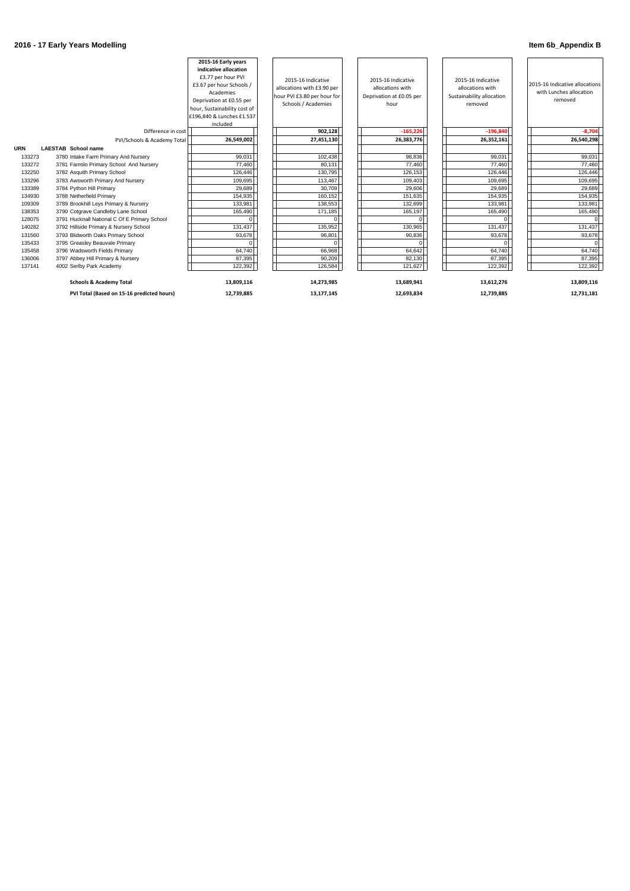## 2016 - 17 Early Years Modelling

**Item 6b_Appendix B**

| URN | LAESTAB | School name | **2015-16 Early years indicative allocation** £3.77 per hour PVI £3.67 per hour Schools / Academies Deprivation at £0.55 per hour, Sustainability cost of £196,840 & Lunches £1.537 included | 2015-16 Indicative allocations with £3.90 per hour PVI £3.80 per hour for Schools / Academies | 2015-16 Indicative allocations with Deprivation at £0.05 per hour | 2015-16 Indicative allocations with Sustainability allocation removed | 2015-16 Indicative allocations with Lunches allocation removed |
|---|---|---|---|---|---|---|---|
| | | Difference in cost | | **902,128** | **-165,226** | **-196,840** | **-8,704** |
| | | PVI/Schools & Academy Total | **26,549,002** | **27,451,130** | **26,383,776** | **26,352,161** | **26,540,298** |
| 133273 | 3780 | Intake Farm Primary And Nursery | 99,031 | 102,438 | 98,836 | 99,031 | 99,031 |
| 133272 | 3781 | Farmilo Primary School And Nursery | 77,460 | 80,131 | 77,460 | 77,460 | 77,460 |
| 132250 | 3782 | Asquith Primary School | 126,446 | 130,795 | 126,153 | 126,446 | 126,446 |
| 133296 | 3783 | Awsworth Primary And Nursery | 109,695 | 113,467 | 109,403 | 109,695 | 109,695 |
| 133389 | 3784 | Python Hill Primary | 29,689 | 30,709 | 29,606 | 29,689 | 29,689 |
| 134930 | 3788 | Netherfield Primary | 154,935 | 160,152 | 151,635 | 154,935 | 154,935 |
| 109309 | 3789 | Brookhill Leys Primary & Nursery | 133,981 | 138,553 | 132,699 | 133,981 | 133,981 |
| 138353 | 3790 | Cotgrave Candleby Lane School | 165,490 | 171,185 | 165,197 | 165,490 | 165,490 |
| 128075 | 3791 | Hucknall National C Of E Primary School | 0 | 0 | 0 | 0 | 0 |
| 140282 | 3792 | Hillside Primary & Nursery School | 131,437 | 135,952 | 130,965 | 131,437 | 131,437 |
| 131560 | 3793 | Blidworth Oaks Primary School | 93,678 | 96,801 | 90,836 | 93,678 | 93,678 |
| 135433 | 3795 | Greasley Beauvale Primary | 0 | 0 | 0 | 0 | 0 |
| 135458 | 3796 | Wadsworth Fields Primary | 64,740 | 66,968 | 64,642 | 64,740 | 64,740 |
| 136006 | 3797 | Abbey Hill Primary & Nursery | 87,395 | 90,209 | 82,130 | 87,395 | 87,395 |
| 137141 | 4002 | Serlby Park Academy | 122,392 | 126,584 | 121,627 | 122,392 | 122,392 |
| | | **Schools & Academy Total** | **13,809,116** | **14,273,985** | **13,689,941** | **13,612,276** | **13,809,116** |
| | | **PVI Total (Based on 15-16 predicted hours)** | **12,739,885** | **13,177,145** | **12,693,834** | **12,739,885** | **12,731,181** |